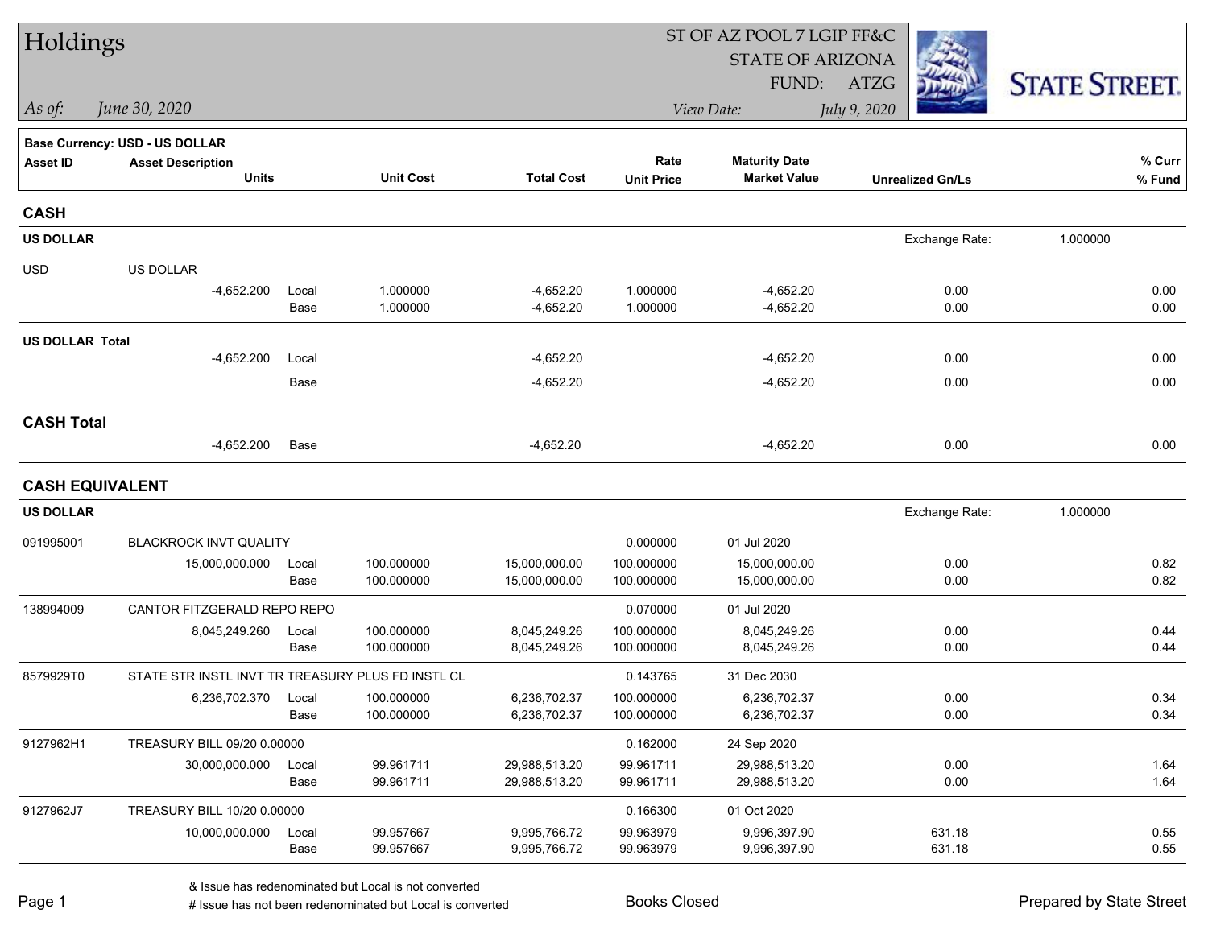# Holdings

ST OF AZ POOL 7 LGIP FF&C
STATE OF ARIZONA
FUND: ATZG

*As of:* *June 30, 2020*

*View Date:* *July 9, 2020*

STATE STREET.

**Base Currency: USD - US DOLLAR**

| Asset ID | Asset Description / Units | | Unit Cost | Total Cost | Rate / Unit Price | Maturity Date / Market Value | Unrealized Gn/Ls | % Curr / % Fund |
|---|---|---|---|---|---|---|---|---|
| **CASH** | | | | | | | | |
| **US DOLLAR** | | | | | | | Exchange Rate: | 1.000000 |
| USD | US DOLLAR | | | | | | | |
| | -4,652.200 | Local | 1.000000 | -4,652.20 | 1.000000 | -4,652.20 | 0.00 | 0.00 |
| | | Base | 1.000000 | -4,652.20 | 1.000000 | -4,652.20 | 0.00 | 0.00 |
| **US DOLLAR Total** | | | | | | | | |
| | -4,652.200 | Local | | -4,652.20 | | -4,652.20 | 0.00 | 0.00 |
| | | Base | | -4,652.20 | | -4,652.20 | 0.00 | 0.00 |
| **CASH Total** | | | | | | | | |
| | -4,652.200 | Base | | -4,652.20 | | -4,652.20 | 0.00 | 0.00 |
| **CASH EQUIVALENT** | | | | | | | | |
| **US DOLLAR** | | | | | | | Exchange Rate: | 1.000000 |
| 091995001 | BLACKROCK INVT QUALITY | | | | 0.000000 | 01 Jul 2020 | | |
| | 15,000,000.000 | Local | 100.000000 | 15,000,000.00 | 100.000000 | 15,000,000.00 | 0.00 | 0.82 |
| | | Base | 100.000000 | 15,000,000.00 | 100.000000 | 15,000,000.00 | 0.00 | 0.82 |
| 138994009 | CANTOR FITZGERALD REPO REPO | | | | 0.070000 | 01 Jul 2020 | | |
| | 8,045,249.260 | Local | 100.000000 | 8,045,249.26 | 100.000000 | 8,045,249.26 | 0.00 | 0.44 |
| | | Base | 100.000000 | 8,045,249.26 | 100.000000 | 8,045,249.26 | 0.00 | 0.44 |
| 8579929T0 | STATE STR INSTL INVT TR TREASURY PLUS FD INSTL CL | | | | 0.143765 | 31 Dec 2030 | | |
| | 6,236,702.370 | Local | 100.000000 | 6,236,702.37 | 100.000000 | 6,236,702.37 | 0.00 | 0.34 |
| | | Base | 100.000000 | 6,236,702.37 | 100.000000 | 6,236,702.37 | 0.00 | 0.34 |
| 9127962H1 | TREASURY BILL 09/20 0.00000 | | | | 0.162000 | 24 Sep 2020 | | |
| | 30,000,000.000 | Local | 99.961711 | 29,988,513.20 | 99.961711 | 29,988,513.20 | 0.00 | 1.64 |
| | | Base | 99.961711 | 29,988,513.20 | 99.961711 | 29,988,513.20 | 0.00 | 1.64 |
| 9127962J7 | TREASURY BILL 10/20 0.00000 | | | | 0.166300 | 01 Oct 2020 | | |
| | 10,000,000.000 | Local | 99.957667 | 9,995,766.72 | 99.963979 | 9,996,397.90 | 631.18 | 0.55 |
| | | Base | 99.957667 | 9,995,766.72 | 99.963979 | 9,996,397.90 | 631.18 | 0.55 |

& Issue has redenominated but Local is not converted
# Issue has not been redenominated but Local is converted

Books Closed

Prepared by State Street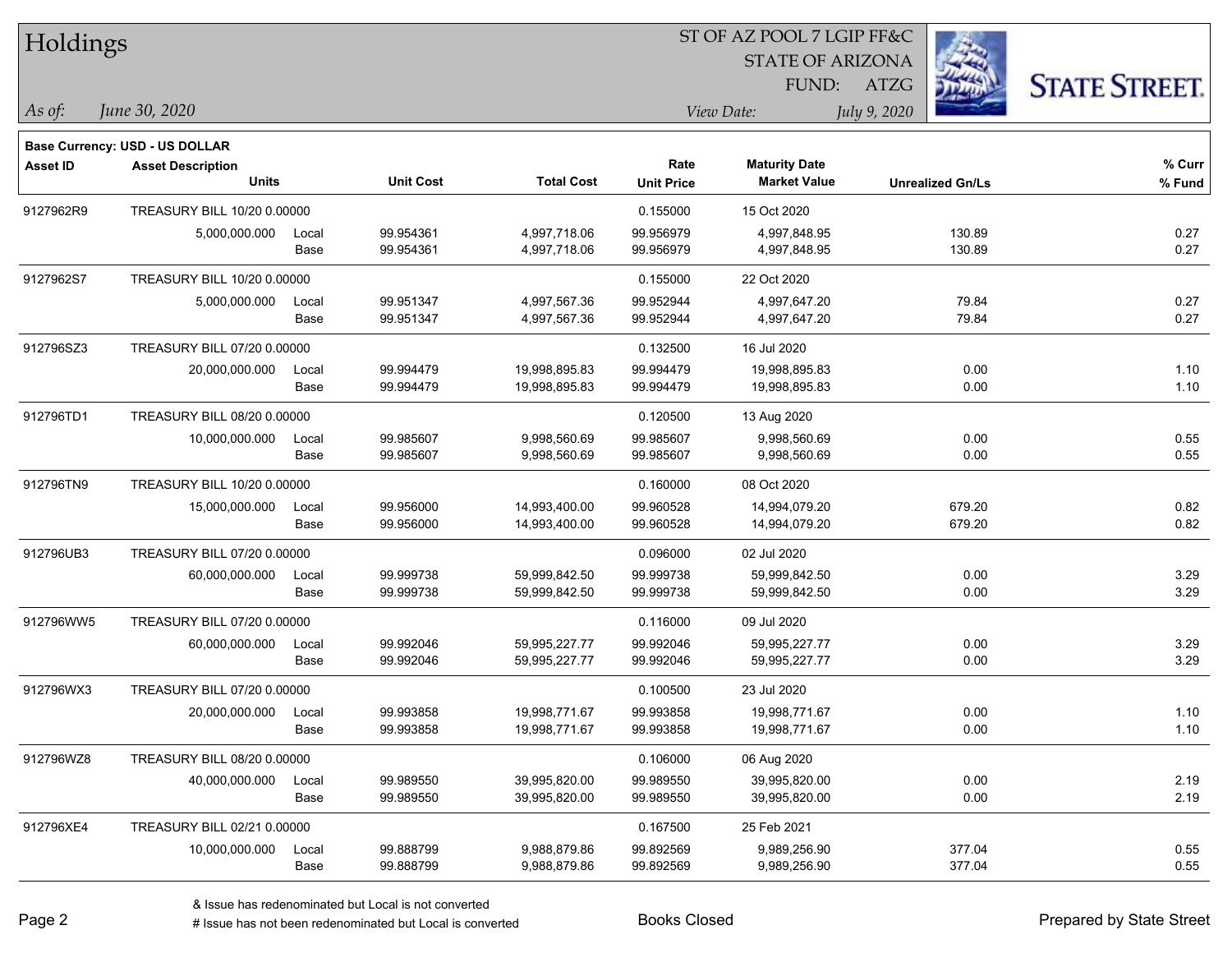# Holdings

ST OF AZ POOL 7 LGIP FF&C
STATE OF ARIZONA
FUND: ATZG

*As of:* *June 30, 2020*
*View Date:* *July 9, 2020*

**Base Currency: USD - US DOLLAR**

| Asset ID | Asset Description / Units | | Unit Cost | Total Cost | Rate / Unit Price | Maturity Date / Market Value | Unrealized Gn/Ls | % Curr / % Fund |
|---|---|---|---|---|---|---|---|---|
| 9127962R9 | TREASURY BILL 10/20 0.00000 | | | | 0.155000 | 15 Oct 2020 | | |
| | 5,000,000.000 | Local | 99.954361 | 4,997,718.06 | 99.956979 | 4,997,848.95 | 130.89 | 0.27 |
| | | Base | 99.954361 | 4,997,718.06 | 99.956979 | 4,997,848.95 | 130.89 | 0.27 |
| 9127962S7 | TREASURY BILL 10/20 0.00000 | | | | 0.155000 | 22 Oct 2020 | | |
| | 5,000,000.000 | Local | 99.951347 | 4,997,567.36 | 99.952944 | 4,997,647.20 | 79.84 | 0.27 |
| | | Base | 99.951347 | 4,997,567.36 | 99.952944 | 4,997,647.20 | 79.84 | 0.27 |
| 912796SZ3 | TREASURY BILL 07/20 0.00000 | | | | 0.132500 | 16 Jul 2020 | | |
| | 20,000,000.000 | Local | 99.994479 | 19,998,895.83 | 99.994479 | 19,998,895.83 | 0.00 | 1.10 |
| | | Base | 99.994479 | 19,998,895.83 | 99.994479 | 19,998,895.83 | 0.00 | 1.10 |
| 912796TD1 | TREASURY BILL 08/20 0.00000 | | | | 0.120500 | 13 Aug 2020 | | |
| | 10,000,000.000 | Local | 99.985607 | 9,998,560.69 | 99.985607 | 9,998,560.69 | 0.00 | 0.55 |
| | | Base | 99.985607 | 9,998,560.69 | 99.985607 | 9,998,560.69 | 0.00 | 0.55 |
| 912796TN9 | TREASURY BILL 10/20 0.00000 | | | | 0.160000 | 08 Oct 2020 | | |
| | 15,000,000.000 | Local | 99.956000 | 14,993,400.00 | 99.960528 | 14,994,079.20 | 679.20 | 0.82 |
| | | Base | 99.956000 | 14,993,400.00 | 99.960528 | 14,994,079.20 | 679.20 | 0.82 |
| 912796UB3 | TREASURY BILL 07/20 0.00000 | | | | 0.096000 | 02 Jul 2020 | | |
| | 60,000,000.000 | Local | 99.999738 | 59,999,842.50 | 99.999738 | 59,999,842.50 | 0.00 | 3.29 |
| | | Base | 99.999738 | 59,999,842.50 | 99.999738 | 59,999,842.50 | 0.00 | 3.29 |
| 912796WW5 | TREASURY BILL 07/20 0.00000 | | | | 0.116000 | 09 Jul 2020 | | |
| | 60,000,000.000 | Local | 99.992046 | 59,995,227.77 | 99.992046 | 59,995,227.77 | 0.00 | 3.29 |
| | | Base | 99.992046 | 59,995,227.77 | 99.992046 | 59,995,227.77 | 0.00 | 3.29 |
| 912796WX3 | TREASURY BILL 07/20 0.00000 | | | | 0.100500 | 23 Jul 2020 | | |
| | 20,000,000.000 | Local | 99.993858 | 19,998,771.67 | 99.993858 | 19,998,771.67 | 0.00 | 1.10 |
| | | Base | 99.993858 | 19,998,771.67 | 99.993858 | 19,998,771.67 | 0.00 | 1.10 |
| 912796WZ8 | TREASURY BILL 08/20 0.00000 | | | | 0.106000 | 06 Aug 2020 | | |
| | 40,000,000.000 | Local | 99.989550 | 39,995,820.00 | 99.989550 | 39,995,820.00 | 0.00 | 2.19 |
| | | Base | 99.989550 | 39,995,820.00 | 99.989550 | 39,995,820.00 | 0.00 | 2.19 |
| 912796XE4 | TREASURY BILL 02/21 0.00000 | | | | 0.167500 | 25 Feb 2021 | | |
| | 10,000,000.000 | Local | 99.888799 | 9,988,879.86 | 99.892569 | 9,989,256.90 | 377.04 | 0.55 |
| | | Base | 99.888799 | 9,988,879.86 | 99.892569 | 9,989,256.90 | 377.04 | 0.55 |

& Issue has redenominated but Local is not converted
# Issue has not been redenominated but Local is converted

Books Closed

Prepared by State Street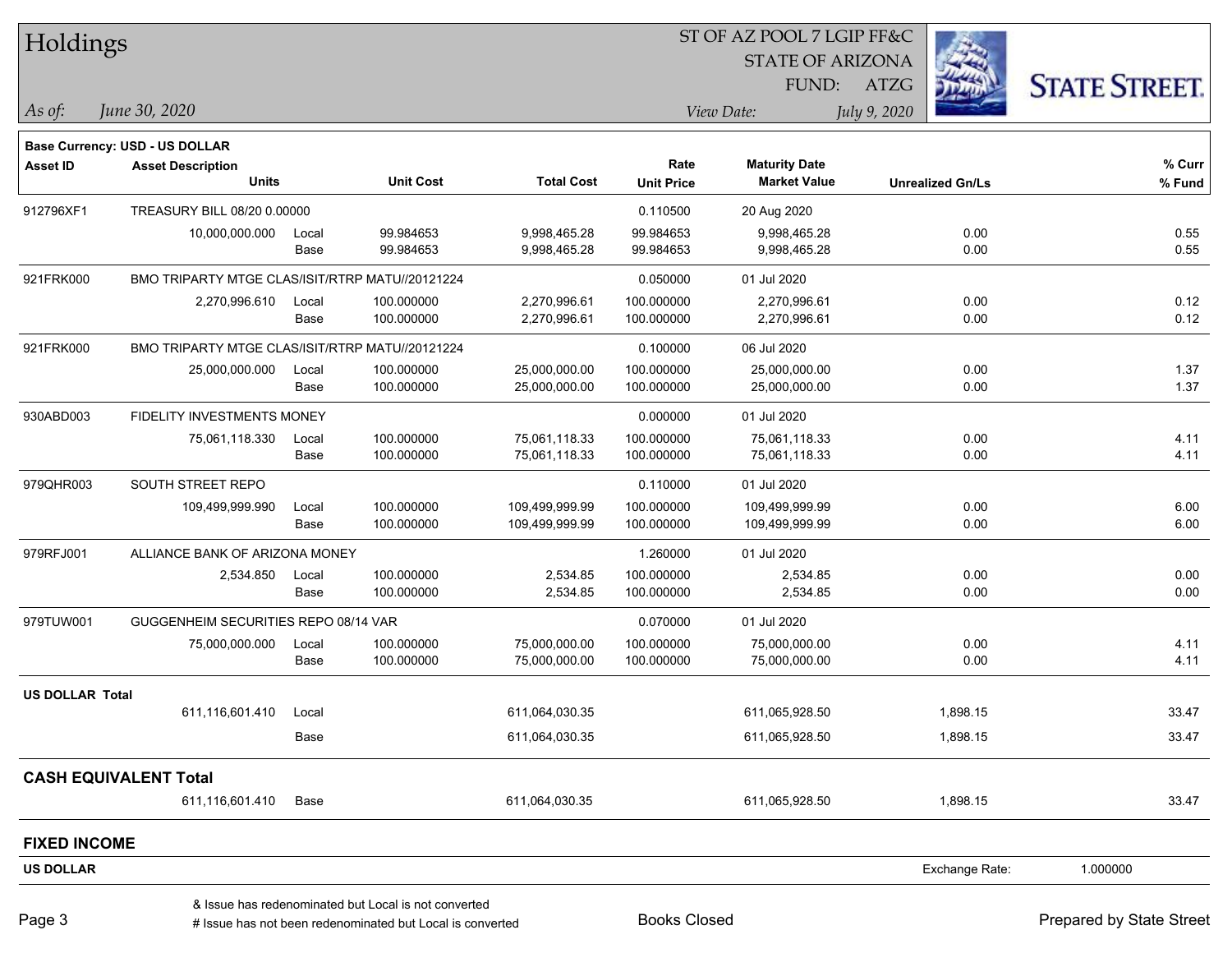# Holdings

ST OF AZ POOL 7 LGIP FF&C
STATE OF ARIZONA
FUND: ATZG

*As of:* *June 30, 2020*
*View Date:* *July 9, 2020*

**Base Currency: USD - US DOLLAR**

| Asset ID | Asset Description / Units | | Unit Cost | Total Cost | Rate / Unit Price | Maturity Date / Market Value | Unrealized Gn/Ls | % Curr / % Fund |
|---|---|---|---|---|---|---|---|---|
| 912796XF1 | TREASURY BILL 08/20 0.00000 | | | | 0.110500 | 20 Aug 2020 | | |
| | 10,000,000.000 | Local | 99.984653 | 9,998,465.28 | 99.984653 | 9,998,465.28 | 0.00 | 0.55 |
| | | Base | 99.984653 | 9,998,465.28 | 99.984653 | 9,998,465.28 | 0.00 | 0.55 |
| 921FRK000 | BMO TRIPARTY MTGE CLAS/ISIT/RTRP MATU//20121224 | | | | 0.050000 | 01 Jul 2020 | | |
| | 2,270,996.610 | Local | 100.000000 | 2,270,996.61 | 100.000000 | 2,270,996.61 | 0.00 | 0.12 |
| | | Base | 100.000000 | 2,270,996.61 | 100.000000 | 2,270,996.61 | 0.00 | 0.12 |
| 921FRK000 | BMO TRIPARTY MTGE CLAS/ISIT/RTRP MATU//20121224 | | | | 0.100000 | 06 Jul 2020 | | |
| | 25,000,000.000 | Local | 100.000000 | 25,000,000.00 | 100.000000 | 25,000,000.00 | 0.00 | 1.37 |
| | | Base | 100.000000 | 25,000,000.00 | 100.000000 | 25,000,000.00 | 0.00 | 1.37 |
| 930ABD003 | FIDELITY INVESTMENTS MONEY | | | | 0.000000 | 01 Jul 2020 | | |
| | 75,061,118.330 | Local | 100.000000 | 75,061,118.33 | 100.000000 | 75,061,118.33 | 0.00 | 4.11 |
| | | Base | 100.000000 | 75,061,118.33 | 100.000000 | 75,061,118.33 | 0.00 | 4.11 |
| 979QHR003 | SOUTH STREET REPO | | | | 0.110000 | 01 Jul 2020 | | |
| | 109,499,999.990 | Local | 100.000000 | 109,499,999.99 | 100.000000 | 109,499,999.99 | 0.00 | 6.00 |
| | | Base | 100.000000 | 109,499,999.99 | 100.000000 | 109,499,999.99 | 0.00 | 6.00 |
| 979RFJ001 | ALLIANCE BANK OF ARIZONA MONEY | | | | 1.260000 | 01 Jul 2020 | | |
| | 2,534.850 | Local | 100.000000 | 2,534.85 | 100.000000 | 2,534.85 | 0.00 | 0.00 |
| | | Base | 100.000000 | 2,534.85 | 100.000000 | 2,534.85 | 0.00 | 0.00 |
| 979TUW001 | GUGGENHEIM SECURITIES REPO 08/14 VAR | | | | 0.070000 | 01 Jul 2020 | | |
| | 75,000,000.000 | Local | 100.000000 | 75,000,000.00 | 100.000000 | 75,000,000.00 | 0.00 | 4.11 |
| | | Base | 100.000000 | 75,000,000.00 | 100.000000 | 75,000,000.00 | 0.00 | 4.11 |
| **US DOLLAR Total** | | | | | | | | |
| | 611,116,601.410 | Local | | 611,064,030.35 | | 611,065,928.50 | 1,898.15 | 33.47 |
| | | Base | | 611,064,030.35 | | 611,065,928.50 | 1,898.15 | 33.47 |
| **CASH EQUIVALENT Total** | | | | | | | | |
| | 611,116,601.410 | Base | | 611,064,030.35 | | 611,065,928.50 | 1,898.15 | 33.47 |

## FIXED INCOME

**US DOLLAR** Exchange Rate: 1.000000

& Issue has redenominated but Local is not converted
# Issue has not been redenominated but Local is converted

Books Closed

Prepared by State Street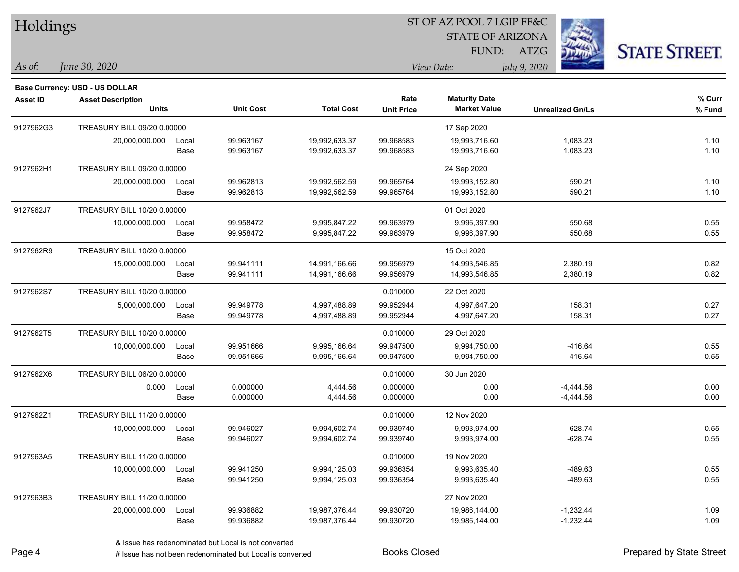# Holdings

ST OF AZ POOL 7 LGIP FF&C
STATE OF ARIZONA
FUND: ATZG

*As of:* *June 30, 2020*

*View Date:* *July 9, 2020*

**Base Currency: USD - US DOLLAR**

| Asset ID | Asset Description / Units | | Unit Cost | Total Cost | Rate / Unit Price | Maturity Date / Market Value | Unrealized Gn/Ls | % Curr / % Fund |
|---|---|---|---|---|---|---|---|---|
| 9127962G3 | TREASURY BILL 09/20 0.00000 | | | | | 17 Sep 2020 | | |
| | 20,000,000.000 | Local | 99.963167 | 19,992,633.37 | 99.968583 | 19,993,716.60 | 1,083.23 | 1.10 |
| | | Base | 99.963167 | 19,992,633.37 | 99.968583 | 19,993,716.60 | 1,083.23 | 1.10 |
| 9127962H1 | TREASURY BILL 09/20 0.00000 | | | | | 24 Sep 2020 | | |
| | 20,000,000.000 | Local | 99.962813 | 19,992,562.59 | 99.965764 | 19,993,152.80 | 590.21 | 1.10 |
| | | Base | 99.962813 | 19,992,562.59 | 99.965764 | 19,993,152.80 | 590.21 | 1.10 |
| 9127962J7 | TREASURY BILL 10/20 0.00000 | | | | | 01 Oct 2020 | | |
| | 10,000,000.000 | Local | 99.958472 | 9,995,847.22 | 99.963979 | 9,996,397.90 | 550.68 | 0.55 |
| | | Base | 99.958472 | 9,995,847.22 | 99.963979 | 9,996,397.90 | 550.68 | 0.55 |
| 9127962R9 | TREASURY BILL 10/20 0.00000 | | | | | 15 Oct 2020 | | |
| | 15,000,000.000 | Local | 99.941111 | 14,991,166.66 | 99.956979 | 14,993,546.85 | 2,380.19 | 0.82 |
| | | Base | 99.941111 | 14,991,166.66 | 99.956979 | 14,993,546.85 | 2,380.19 | 0.82 |
| 9127962S7 | TREASURY BILL 10/20 0.00000 | | | | 0.010000 | 22 Oct 2020 | | |
| | 5,000,000.000 | Local | 99.949778 | 4,997,488.89 | 99.952944 | 4,997,647.20 | 158.31 | 0.27 |
| | | Base | 99.949778 | 4,997,488.89 | 99.952944 | 4,997,647.20 | 158.31 | 0.27 |
| 9127962T5 | TREASURY BILL 10/20 0.00000 | | | | 0.010000 | 29 Oct 2020 | | |
| | 10,000,000.000 | Local | 99.951666 | 9,995,166.64 | 99.947500 | 9,994,750.00 | -416.64 | 0.55 |
| | | Base | 99.951666 | 9,995,166.64 | 99.947500 | 9,994,750.00 | -416.64 | 0.55 |
| 9127962X6 | TREASURY BILL 06/20 0.00000 | | | | 0.010000 | 30 Jun 2020 | | |
| | 0.000 | Local | 0.000000 | 4,444.56 | 0.000000 | 0.00 | -4,444.56 | 0.00 |
| | | Base | 0.000000 | 4,444.56 | 0.000000 | 0.00 | -4,444.56 | 0.00 |
| 9127962Z1 | TREASURY BILL 11/20 0.00000 | | | | 0.010000 | 12 Nov 2020 | | |
| | 10,000,000.000 | Local | 99.946027 | 9,994,602.74 | 99.939740 | 9,993,974.00 | -628.74 | 0.55 |
| | | Base | 99.946027 | 9,994,602.74 | 99.939740 | 9,993,974.00 | -628.74 | 0.55 |
| 9127963A5 | TREASURY BILL 11/20 0.00000 | | | | 0.010000 | 19 Nov 2020 | | |
| | 10,000,000.000 | Local | 99.941250 | 9,994,125.03 | 99.936354 | 9,993,635.40 | -489.63 | 0.55 |
| | | Base | 99.941250 | 9,994,125.03 | 99.936354 | 9,993,635.40 | -489.63 | 0.55 |
| 9127963B3 | TREASURY BILL 11/20 0.00000 | | | | | 27 Nov 2020 | | |
| | 20,000,000.000 | Local | 99.936882 | 19,987,376.44 | 99.930720 | 19,986,144.00 | -1,232.44 | 1.09 |
| | | Base | 99.936882 | 19,987,376.44 | 99.930720 | 19,986,144.00 | -1,232.44 | 1.09 |

& Issue has redenominated but Local is not converted
# Issue has not been redenominated but Local is converted

Books Closed

Prepared by State Street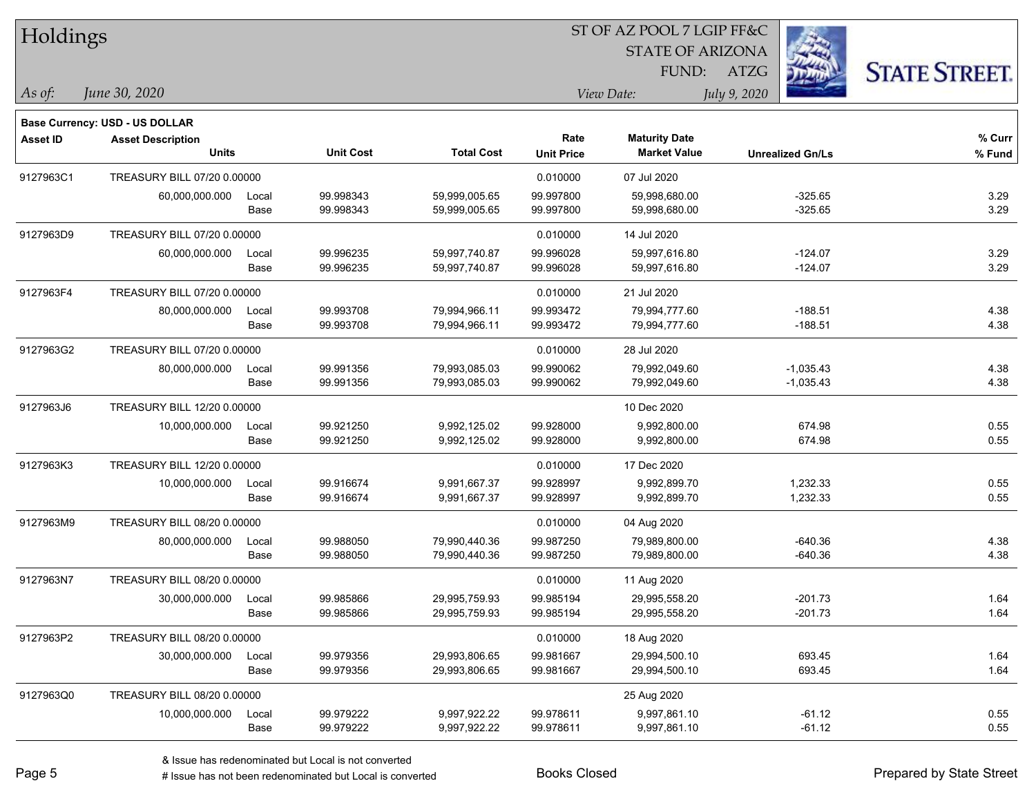# Holdings

ST OF AZ POOL 7 LGIP FF&C
STATE OF ARIZONA
FUND: ATZG

*As of:* *June 30, 2020*

*View Date:* *July 9, 2020*

**Base Currency: USD - US DOLLAR**

| Asset ID | Asset Description / Units | | Unit Cost | Total Cost | Rate / Unit Price | Maturity Date / Market Value | Unrealized Gn/Ls | % Curr / % Fund |
|---|---|---|---|---|---|---|---|---|
| 9127963C1 | TREASURY BILL 07/20 0.00000 | | | | 0.010000 | 07 Jul 2020 | | |
| | 60,000,000.000 | Local | 99.998343 | 59,999,005.65 | 99.997800 | 59,998,680.00 | -325.65 | 3.29 |
| | | Base | 99.998343 | 59,999,005.65 | 99.997800 | 59,998,680.00 | -325.65 | 3.29 |
| 9127963D9 | TREASURY BILL 07/20 0.00000 | | | | 0.010000 | 14 Jul 2020 | | |
| | 60,000,000.000 | Local | 99.996235 | 59,997,740.87 | 99.996028 | 59,997,616.80 | -124.07 | 3.29 |
| | | Base | 99.996235 | 59,997,740.87 | 99.996028 | 59,997,616.80 | -124.07 | 3.29 |
| 9127963F4 | TREASURY BILL 07/20 0.00000 | | | | 0.010000 | 21 Jul 2020 | | |
| | 80,000,000.000 | Local | 99.993708 | 79,994,966.11 | 99.993472 | 79,994,777.60 | -188.51 | 4.38 |
| | | Base | 99.993708 | 79,994,966.11 | 99.993472 | 79,994,777.60 | -188.51 | 4.38 |
| 9127963G2 | TREASURY BILL 07/20 0.00000 | | | | 0.010000 | 28 Jul 2020 | | |
| | 80,000,000.000 | Local | 99.991356 | 79,993,085.03 | 99.990062 | 79,992,049.60 | -1,035.43 | 4.38 |
| | | Base | 99.991356 | 79,993,085.03 | 99.990062 | 79,992,049.60 | -1,035.43 | 4.38 |
| 9127963J6 | TREASURY BILL 12/20 0.00000 | | | | | 10 Dec 2020 | | |
| | 10,000,000.000 | Local | 99.921250 | 9,992,125.02 | 99.928000 | 9,992,800.00 | 674.98 | 0.55 |
| | | Base | 99.921250 | 9,992,125.02 | 99.928000 | 9,992,800.00 | 674.98 | 0.55 |
| 9127963K3 | TREASURY BILL 12/20 0.00000 | | | | 0.010000 | 17 Dec 2020 | | |
| | 10,000,000.000 | Local | 99.916674 | 9,991,667.37 | 99.928997 | 9,992,899.70 | 1,232.33 | 0.55 |
| | | Base | 99.916674 | 9,991,667.37 | 99.928997 | 9,992,899.70 | 1,232.33 | 0.55 |
| 9127963M9 | TREASURY BILL 08/20 0.00000 | | | | 0.010000 | 04 Aug 2020 | | |
| | 80,000,000.000 | Local | 99.988050 | 79,990,440.36 | 99.987250 | 79,989,800.00 | -640.36 | 4.38 |
| | | Base | 99.988050 | 79,990,440.36 | 99.987250 | 79,989,800.00 | -640.36 | 4.38 |
| 9127963N7 | TREASURY BILL 08/20 0.00000 | | | | 0.010000 | 11 Aug 2020 | | |
| | 30,000,000.000 | Local | 99.985866 | 29,995,759.93 | 99.985194 | 29,995,558.20 | -201.73 | 1.64 |
| | | Base | 99.985866 | 29,995,759.93 | 99.985194 | 29,995,558.20 | -201.73 | 1.64 |
| 9127963P2 | TREASURY BILL 08/20 0.00000 | | | | 0.010000 | 18 Aug 2020 | | |
| | 30,000,000.000 | Local | 99.979356 | 29,993,806.65 | 99.981667 | 29,994,500.10 | 693.45 | 1.64 |
| | | Base | 99.979356 | 29,993,806.65 | 99.981667 | 29,994,500.10 | 693.45 | 1.64 |
| 9127963Q0 | TREASURY BILL 08/20 0.00000 | | | | | 25 Aug 2020 | | |
| | 10,000,000.000 | Local | 99.979222 | 9,997,922.22 | 99.978611 | 9,997,861.10 | -61.12 | 0.55 |
| | | Base | 99.979222 | 9,997,922.22 | 99.978611 | 9,997,861.10 | -61.12 | 0.55 |

& Issue has redenominated but Local is not converted
# Issue has not been redenominated but Local is converted

Books Closed

Prepared by State Street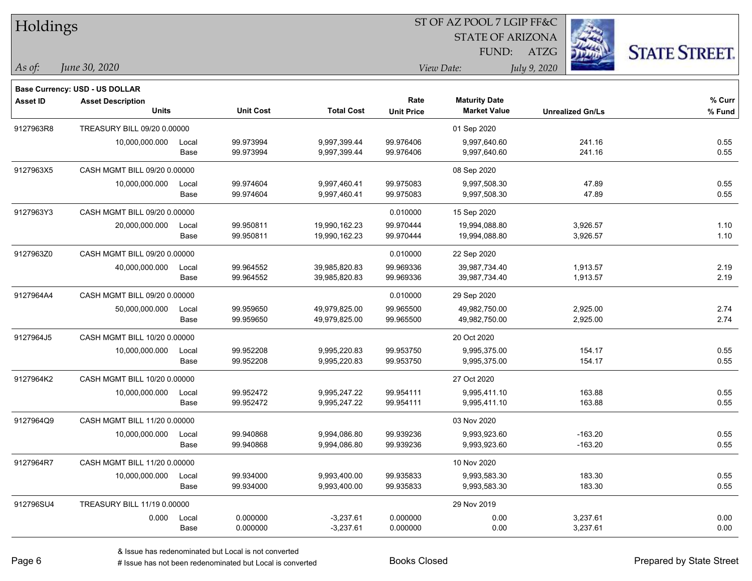# Holdings

ST OF AZ POOL 7 LGIP FF&C
STATE OF ARIZONA
FUND: ATZG

*As of:* *June 30, 2020*

*View Date:* *July 9, 2020*

**Base Currency: USD - US DOLLAR**

| Asset ID | Asset Description / Units | | Unit Cost | Total Cost | Rate / Unit Price | Maturity Date / Market Value | Unrealized Gn/Ls | % Curr / % Fund |
|---|---|---|---|---|---|---|---|---|
| 9127963R8 | TREASURY BILL 09/20 0.00000 | | | | | 01 Sep 2020 | | |
| | 10,000,000.000 | Local | 99.973994 | 9,997,399.44 | 99.976406 | 9,997,640.60 | 241.16 | 0.55 |
| | | Base | 99.973994 | 9,997,399.44 | 99.976406 | 9,997,640.60 | 241.16 | 0.55 |
| 9127963X5 | CASH MGMT BILL 09/20 0.00000 | | | | | 08 Sep 2020 | | |
| | 10,000,000.000 | Local | 99.974604 | 9,997,460.41 | 99.975083 | 9,997,508.30 | 47.89 | 0.55 |
| | | Base | 99.974604 | 9,997,460.41 | 99.975083 | 9,997,508.30 | 47.89 | 0.55 |
| 9127963Y3 | CASH MGMT BILL 09/20 0.00000 | | | | 0.010000 | 15 Sep 2020 | | |
| | 20,000,000.000 | Local | 99.950811 | 19,990,162.23 | 99.970444 | 19,994,088.80 | 3,926.57 | 1.10 |
| | | Base | 99.950811 | 19,990,162.23 | 99.970444 | 19,994,088.80 | 3,926.57 | 1.10 |
| 9127963Z0 | CASH MGMT BILL 09/20 0.00000 | | | | 0.010000 | 22 Sep 2020 | | |
| | 40,000,000.000 | Local | 99.964552 | 39,985,820.83 | 99.969336 | 39,987,734.40 | 1,913.57 | 2.19 |
| | | Base | 99.964552 | 39,985,820.83 | 99.969336 | 39,987,734.40 | 1,913.57 | 2.19 |
| 9127964A4 | CASH MGMT BILL 09/20 0.00000 | | | | 0.010000 | 29 Sep 2020 | | |
| | 50,000,000.000 | Local | 99.959650 | 49,979,825.00 | 99.965500 | 49,982,750.00 | 2,925.00 | 2.74 |
| | | Base | 99.959650 | 49,979,825.00 | 99.965500 | 49,982,750.00 | 2,925.00 | 2.74 |
| 9127964J5 | CASH MGMT BILL 10/20 0.00000 | | | | | 20 Oct 2020 | | |
| | 10,000,000.000 | Local | 99.952208 | 9,995,220.83 | 99.953750 | 9,995,375.00 | 154.17 | 0.55 |
| | | Base | 99.952208 | 9,995,220.83 | 99.953750 | 9,995,375.00 | 154.17 | 0.55 |
| 9127964K2 | CASH MGMT BILL 10/20 0.00000 | | | | | 27 Oct 2020 | | |
| | 10,000,000.000 | Local | 99.952472 | 9,995,247.22 | 99.954111 | 9,995,411.10 | 163.88 | 0.55 |
| | | Base | 99.952472 | 9,995,247.22 | 99.954111 | 9,995,411.10 | 163.88 | 0.55 |
| 9127964Q9 | CASH MGMT BILL 11/20 0.00000 | | | | | 03 Nov 2020 | | |
| | 10,000,000.000 | Local | 99.940868 | 9,994,086.80 | 99.939236 | 9,993,923.60 | -163.20 | 0.55 |
| | | Base | 99.940868 | 9,994,086.80 | 99.939236 | 9,993,923.60 | -163.20 | 0.55 |
| 9127964R7 | CASH MGMT BILL 11/20 0.00000 | | | | | 10 Nov 2020 | | |
| | 10,000,000.000 | Local | 99.934000 | 9,993,400.00 | 99.935833 | 9,993,583.30 | 183.30 | 0.55 |
| | | Base | 99.934000 | 9,993,400.00 | 99.935833 | 9,993,583.30 | 183.30 | 0.55 |
| 912796SU4 | TREASURY BILL 11/19 0.00000 | | | | | 29 Nov 2019 | | |
| | 0.000 | Local | 0.000000 | -3,237.61 | 0.000000 | 0.00 | 3,237.61 | 0.00 |
| | | Base | 0.000000 | -3,237.61 | 0.000000 | 0.00 | 3,237.61 | 0.00 |

& Issue has redenominated but Local is not converted
# Issue has not been redenominated but Local is converted

Books Closed

Prepared by State Street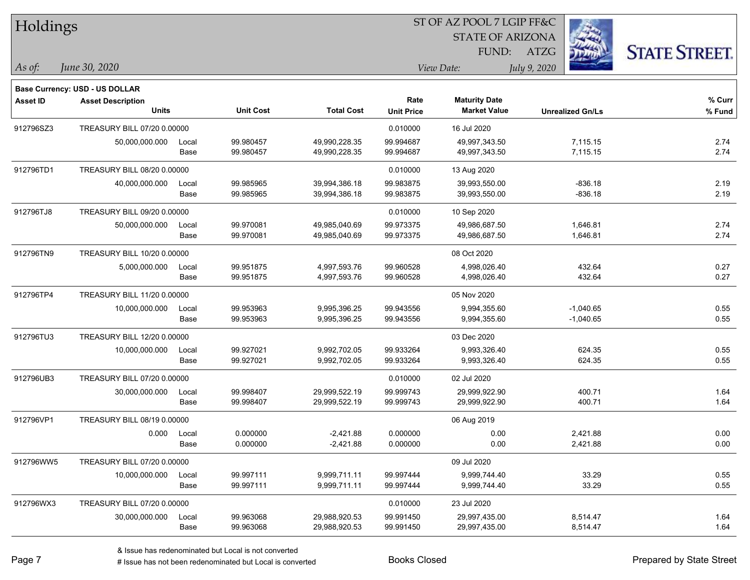# Holdings

ST OF AZ POOL 7 LGIP FF&C
STATE OF ARIZONA
FUND: ATZG

*As of:* *June 30, 2020*
*View Date:* *July 9, 2020*

**Base Currency: USD - US DOLLAR**

| Asset ID | Asset Description / Units | | Unit Cost | Total Cost | Rate / Unit Price | Maturity Date / Market Value | Unrealized Gn/Ls | % Curr / % Fund |
|---|---|---|---|---|---|---|---|---|
| 912796SZ3 | TREASURY BILL 07/20 0.00000 | | | | 0.010000 | 16 Jul 2020 | | |
| | 50,000,000.000 | Local | 99.980457 | 49,990,228.35 | 99.994687 | 49,997,343.50 | 7,115.15 | 2.74 |
| | | Base | 99.980457 | 49,990,228.35 | 99.994687 | 49,997,343.50 | 7,115.15 | 2.74 |
| 912796TD1 | TREASURY BILL 08/20 0.00000 | | | | 0.010000 | 13 Aug 2020 | | |
| | 40,000,000.000 | Local | 99.985965 | 39,994,386.18 | 99.983875 | 39,993,550.00 | -836.18 | 2.19 |
| | | Base | 99.985965 | 39,994,386.18 | 99.983875 | 39,993,550.00 | -836.18 | 2.19 |
| 912796TJ8 | TREASURY BILL 09/20 0.00000 | | | | 0.010000 | 10 Sep 2020 | | |
| | 50,000,000.000 | Local | 99.970081 | 49,985,040.69 | 99.973375 | 49,986,687.50 | 1,646.81 | 2.74 |
| | | Base | 99.970081 | 49,985,040.69 | 99.973375 | 49,986,687.50 | 1,646.81 | 2.74 |
| 912796TN9 | TREASURY BILL 10/20 0.00000 | | | | | 08 Oct 2020 | | |
| | 5,000,000.000 | Local | 99.951875 | 4,997,593.76 | 99.960528 | 4,998,026.40 | 432.64 | 0.27 |
| | | Base | 99.951875 | 4,997,593.76 | 99.960528 | 4,998,026.40 | 432.64 | 0.27 |
| 912796TP4 | TREASURY BILL 11/20 0.00000 | | | | | 05 Nov 2020 | | |
| | 10,000,000.000 | Local | 99.953963 | 9,995,396.25 | 99.943556 | 9,994,355.60 | -1,040.65 | 0.55 |
| | | Base | 99.953963 | 9,995,396.25 | 99.943556 | 9,994,355.60 | -1,040.65 | 0.55 |
| 912796TU3 | TREASURY BILL 12/20 0.00000 | | | | | 03 Dec 2020 | | |
| | 10,000,000.000 | Local | 99.927021 | 9,992,702.05 | 99.933264 | 9,993,326.40 | 624.35 | 0.55 |
| | | Base | 99.927021 | 9,992,702.05 | 99.933264 | 9,993,326.40 | 624.35 | 0.55 |
| 912796UB3 | TREASURY BILL 07/20 0.00000 | | | | 0.010000 | 02 Jul 2020 | | |
| | 30,000,000.000 | Local | 99.998407 | 29,999,522.19 | 99.999743 | 29,999,922.90 | 400.71 | 1.64 |
| | | Base | 99.998407 | 29,999,522.19 | 99.999743 | 29,999,922.90 | 400.71 | 1.64 |
| 912796VP1 | TREASURY BILL 08/19 0.00000 | | | | | 06 Aug 2019 | | |
| | 0.000 | Local | 0.000000 | -2,421.88 | 0.000000 | 0.00 | 2,421.88 | 0.00 |
| | | Base | 0.000000 | -2,421.88 | 0.000000 | 0.00 | 2,421.88 | 0.00 |
| 912796WW5 | TREASURY BILL 07/20 0.00000 | | | | | 09 Jul 2020 | | |
| | 10,000,000.000 | Local | 99.997111 | 9,999,711.11 | 99.997444 | 9,999,744.40 | 33.29 | 0.55 |
| | | Base | 99.997111 | 9,999,711.11 | 99.997444 | 9,999,744.40 | 33.29 | 0.55 |
| 912796WX3 | TREASURY BILL 07/20 0.00000 | | | | 0.010000 | 23 Jul 2020 | | |
| | 30,000,000.000 | Local | 99.963068 | 29,988,920.53 | 99.991450 | 29,997,435.00 | 8,514.47 | 1.64 |
| | | Base | 99.963068 | 29,988,920.53 | 99.991450 | 29,997,435.00 | 8,514.47 | 1.64 |

& Issue has redenominated but Local is not converted
# Issue has not been redenominated but Local is converted

Books Closed

Prepared by State Street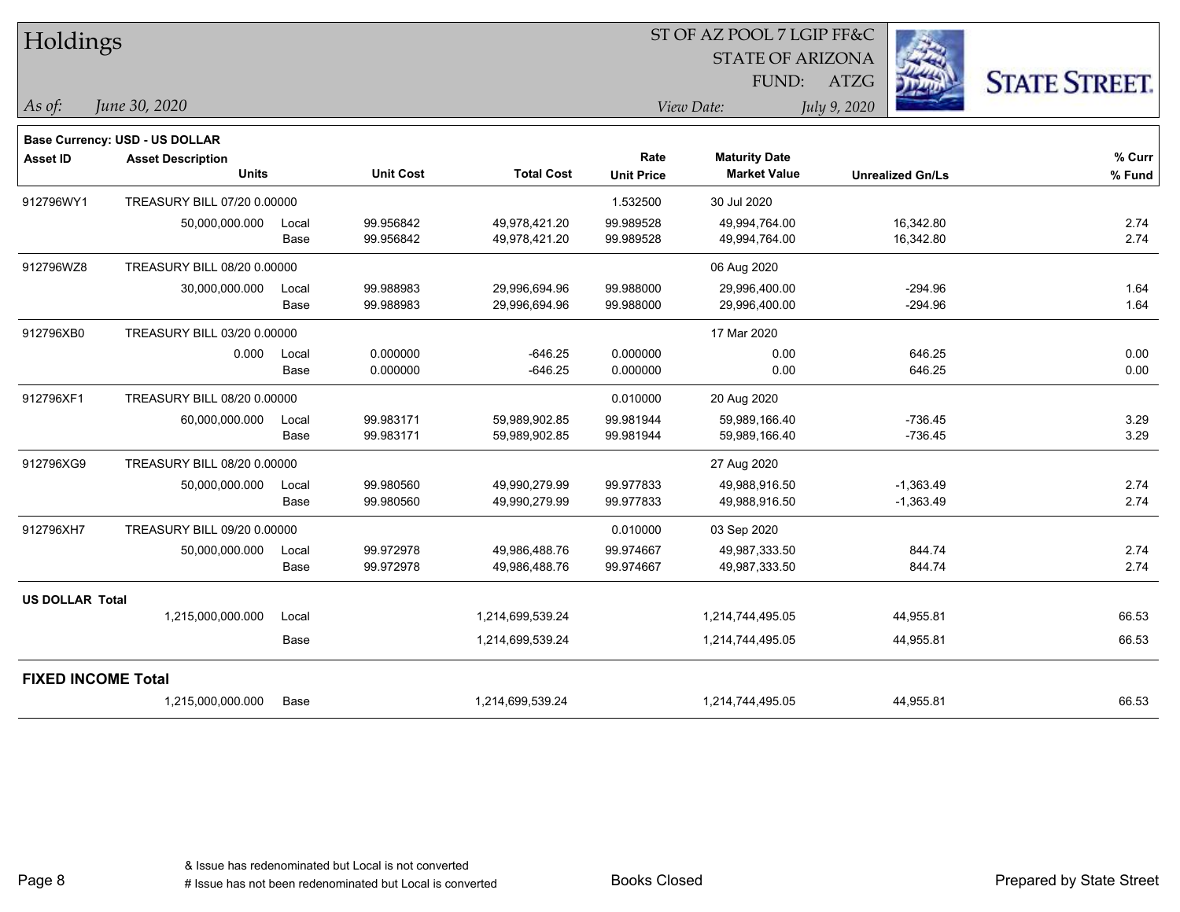# Holdings

ST OF AZ POOL 7 LGIP FF&C
STATE OF ARIZONA
FUND: ATZG

*As of:* *June 30, 2020*

*View Date:* *July 9, 2020*

**Base Currency: USD - US DOLLAR**

| Asset ID | Asset Description / Units | | Unit Cost | Total Cost | Rate / Unit Price | Maturity Date / Market Value | Unrealized Gn/Ls | % Curr / % Fund |
|---|---|---|---|---|---|---|---|---|
| 912796WY1 | TREASURY BILL 07/20 0.00000 | | | | 1.532500 | 30 Jul 2020 | | |
| | 50,000,000.000 | Local | 99.956842 | 49,978,421.20 | 99.989528 | 49,994,764.00 | 16,342.80 | 2.74 |
| | | Base | 99.956842 | 49,978,421.20 | 99.989528 | 49,994,764.00 | 16,342.80 | 2.74 |
| 912796WZ8 | TREASURY BILL 08/20 0.00000 | | | | | 06 Aug 2020 | | |
| | 30,000,000.000 | Local | 99.988983 | 29,996,694.96 | 99.988000 | 29,996,400.00 | -294.96 | 1.64 |
| | | Base | 99.988983 | 29,996,694.96 | 99.988000 | 29,996,400.00 | -294.96 | 1.64 |
| 912796XB0 | TREASURY BILL 03/20 0.00000 | | | | | 17 Mar 2020 | | |
| | 0.000 | Local | 0.000000 | -646.25 | 0.000000 | 0.00 | 646.25 | 0.00 |
| | | Base | 0.000000 | -646.25 | 0.000000 | 0.00 | 646.25 | 0.00 |
| 912796XF1 | TREASURY BILL 08/20 0.00000 | | | | 0.010000 | 20 Aug 2020 | | |
| | 60,000,000.000 | Local | 99.983171 | 59,989,902.85 | 99.981944 | 59,989,166.40 | -736.45 | 3.29 |
| | | Base | 99.983171 | 59,989,902.85 | 99.981944 | 59,989,166.40 | -736.45 | 3.29 |
| 912796XG9 | TREASURY BILL 08/20 0.00000 | | | | | 27 Aug 2020 | | |
| | 50,000,000.000 | Local | 99.980560 | 49,990,279.99 | 99.977833 | 49,988,916.50 | -1,363.49 | 2.74 |
| | | Base | 99.980560 | 49,990,279.99 | 99.977833 | 49,988,916.50 | -1,363.49 | 2.74 |
| 912796XH7 | TREASURY BILL 09/20 0.00000 | | | | 0.010000 | 03 Sep 2020 | | |
| | 50,000,000.000 | Local | 99.972978 | 49,986,488.76 | 99.974667 | 49,987,333.50 | 844.74 | 2.74 |
| | | Base | 99.972978 | 49,986,488.76 | 99.974667 | 49,987,333.50 | 844.74 | 2.74 |
| **US DOLLAR Total** | | | | | | | | |
| | 1,215,000,000.000 | Local | | 1,214,699,539.24 | | 1,214,744,495.05 | 44,955.81 | 66.53 |
| | | Base | | 1,214,699,539.24 | | 1,214,744,495.05 | 44,955.81 | 66.53 |
| **FIXED INCOME Total** | | | | | | | | |
| | 1,215,000,000.000 | Base | | 1,214,699,539.24 | | 1,214,744,495.05 | 44,955.81 | 66.53 |

& Issue has redenominated but Local is not converted
# Issue has not been redenominated but Local is converted

Books Closed

Prepared by State Street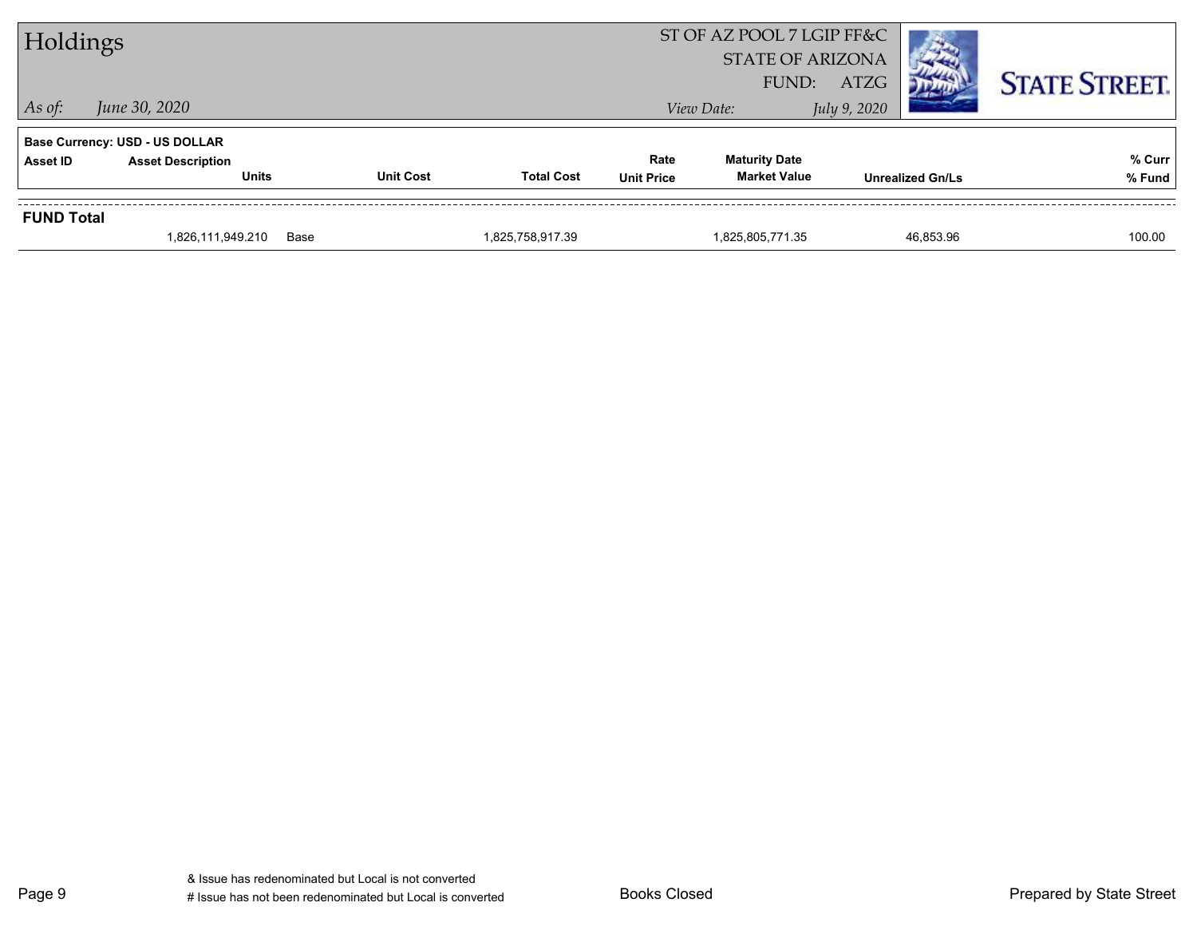# Holdings

*As of:* *June 30, 2020*

ST OF AZ POOL 7 LGIP FF&C
STATE OF ARIZONA
FUND: ATZG

*View Date:* *July 9, 2020*

**Base Currency: USD - US DOLLAR**

| Asset ID | Asset Description / Units | | Unit Cost | Total Cost | Rate / Unit Price | Maturity Date / Market Value | Unrealized Gn/Ls | % Curr / % Fund |
|---|---|---|---|---|---|---|---|---|
| **FUND Total** | | | | | | | | |
| | 1,826,111,949.210 | Base | | 1,825,758,917.39 | | 1,825,805,771.35 | 46,853.96 | 100.00 |

& Issue has redenominated but Local is not converted
# Issue has not been redenominated but Local is converted

Books Closed

Prepared by State Street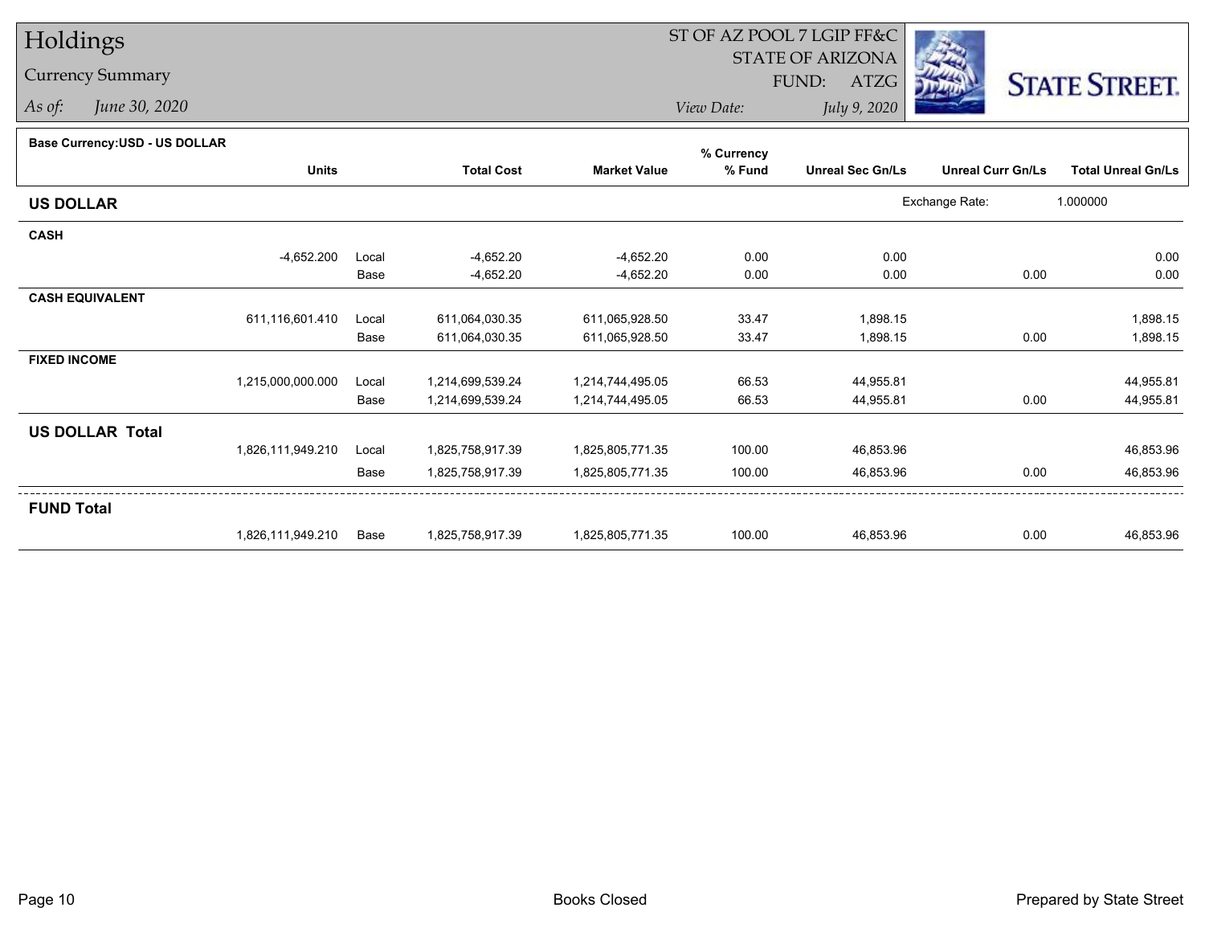# Holdings

## Currency Summary

*As of:* *June 30, 2020*

ST OF AZ POOL 7 LGIP FF&C
STATE OF ARIZONA
FUND: ATZG
*View Date:* *July 9, 2020*

STATE STREET.

**Base Currency:USD - US DOLLAR**

| | Units | | Total Cost | Market Value | % Currency % Fund | Unreal Sec Gn/Ls | Unreal Curr Gn/Ls | Total Unreal Gn/Ls |
|---|---|---|---|---|---|---|---|---|
| **US DOLLAR** | | | | | | Exchange Rate: | 1.000000 | |
| **CASH** | | | | | | | | |
| | -4,652.200 | Local | -4,652.20 | -4,652.20 | 0.00 | 0.00 | | 0.00 |
| | | Base | -4,652.20 | -4,652.20 | 0.00 | 0.00 | 0.00 | 0.00 |
| **CASH EQUIVALENT** | | | | | | | | |
| | 611,116,601.410 | Local | 611,064,030.35 | 611,065,928.50 | 33.47 | 1,898.15 | | 1,898.15 |
| | | Base | 611,064,030.35 | 611,065,928.50 | 33.47 | 1,898.15 | 0.00 | 1,898.15 |
| **FIXED INCOME** | | | | | | | | |
| | 1,215,000,000.000 | Local | 1,214,699,539.24 | 1,214,744,495.05 | 66.53 | 44,955.81 | | 44,955.81 |
| | | Base | 1,214,699,539.24 | 1,214,744,495.05 | 66.53 | 44,955.81 | 0.00 | 44,955.81 |
| **US DOLLAR Total** | | | | | | | | |
| | 1,826,111,949.210 | Local | 1,825,758,917.39 | 1,825,805,771.35 | 100.00 | 46,853.96 | | 46,853.96 |
| | | Base | 1,825,758,917.39 | 1,825,805,771.35 | 100.00 | 46,853.96 | 0.00 | 46,853.96 |
| **FUND Total** | | | | | | | | |
| | 1,826,111,949.210 | Base | 1,825,758,917.39 | 1,825,805,771.35 | 100.00 | 46,853.96 | 0.00 | 46,853.96 |

Books Closed

Prepared by State Street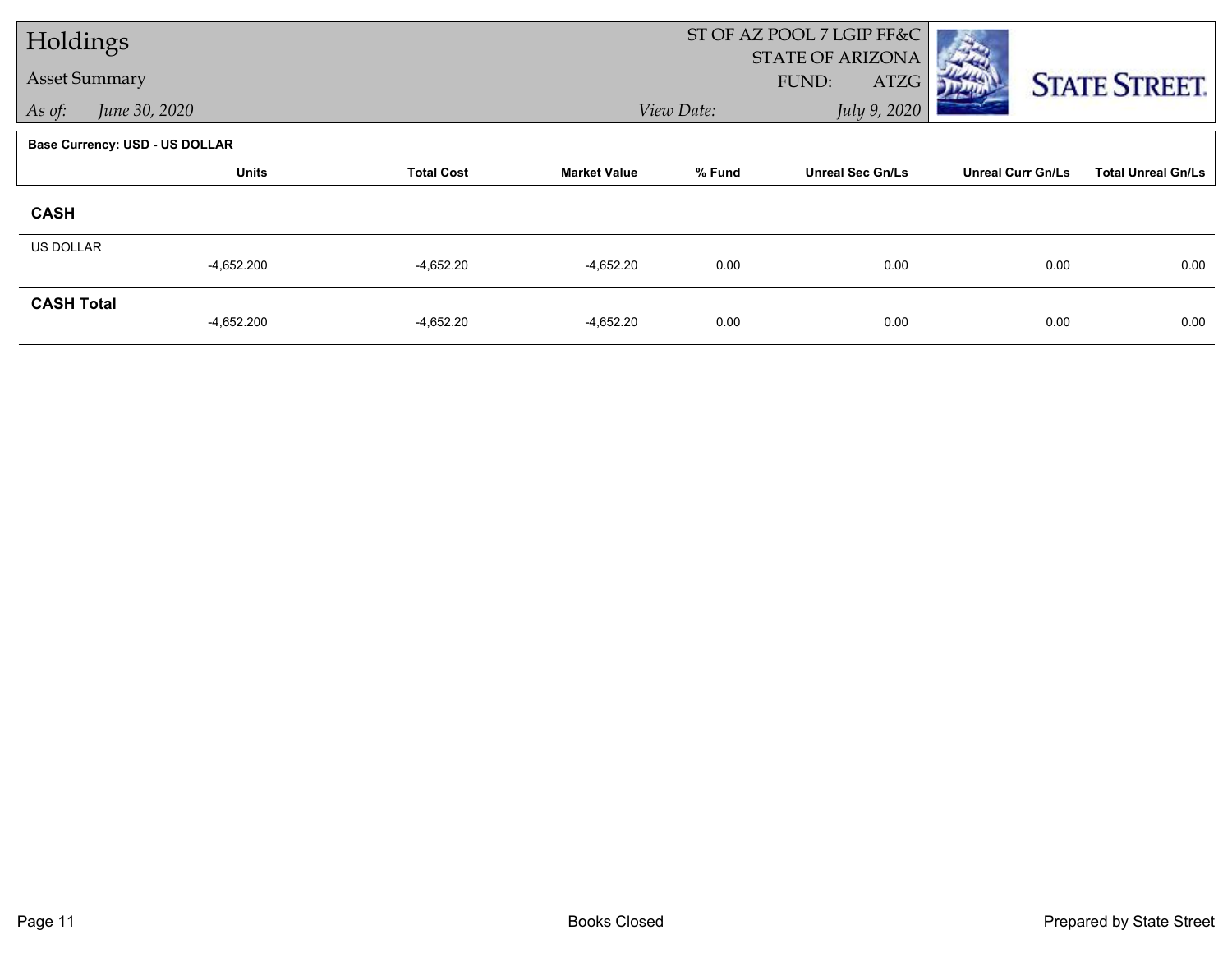# Holdings

## Asset Summary

*As of:* *June 30, 2020*

ST OF AZ POOL 7 LGIP FF&C
STATE OF ARIZONA
FUND: ATZG

*View Date:* *July 9, 2020*

**Base Currency: USD - US DOLLAR**

| | Units | Total Cost | Market Value | % Fund | Unreal Sec Gn/Ls | Unreal Curr Gn/Ls | Total Unreal Gn/Ls |
|---|---|---|---|---|---|---|---|
| **CASH** | | | | | | | |
| US DOLLAR | -4,652.200 | -4,652.20 | -4,652.20 | 0.00 | 0.00 | 0.00 | 0.00 |
| **CASH Total** | -4,652.200 | -4,652.20 | -4,652.20 | 0.00 | 0.00 | 0.00 | 0.00 |

Books Closed

Prepared by State Street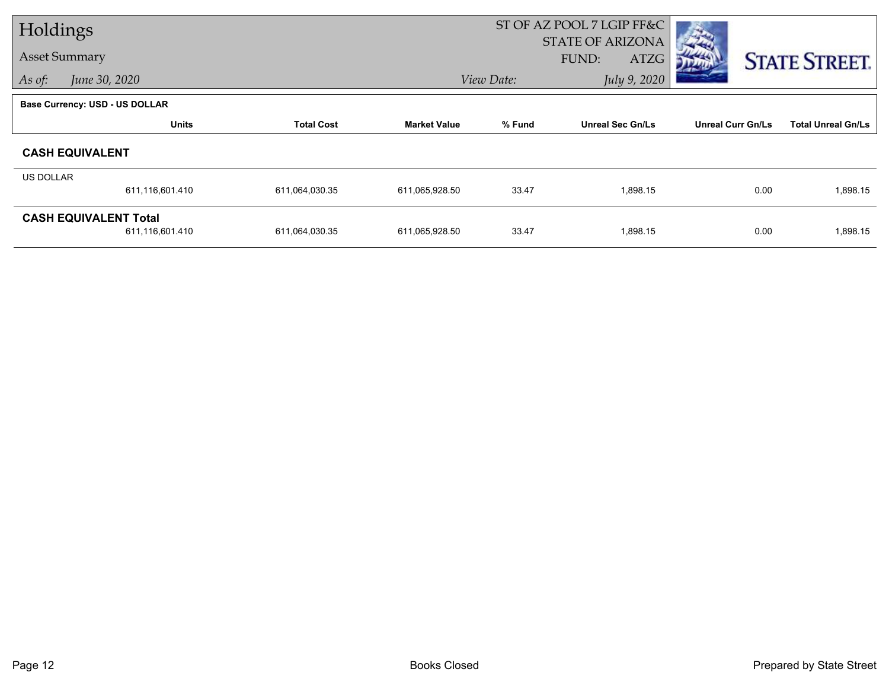# Holdings

## Asset Summary

*As of:* *June 30, 2020*

ST OF AZ POOL 7 LGIP FF&C
STATE OF ARIZONA
FUND: ATZG

*View Date:* *July 9, 2020*

**Base Currency: USD - US DOLLAR**

| | Units | Total Cost | Market Value | % Fund | Unreal Sec Gn/Ls | Unreal Curr Gn/Ls | Total Unreal Gn/Ls |
|---|---|---|---|---|---|---|---|
| **CASH EQUIVALENT** | | | | | | | |
| US DOLLAR | 611,116,601.410 | 611,064,030.35 | 611,065,928.50 | 33.47 | 1,898.15 | 0.00 | 1,898.15 |
| **CASH EQUIVALENT Total** | 611,116,601.410 | 611,064,030.35 | 611,065,928.50 | 33.47 | 1,898.15 | 0.00 | 1,898.15 |

Books Closed

Prepared by State Street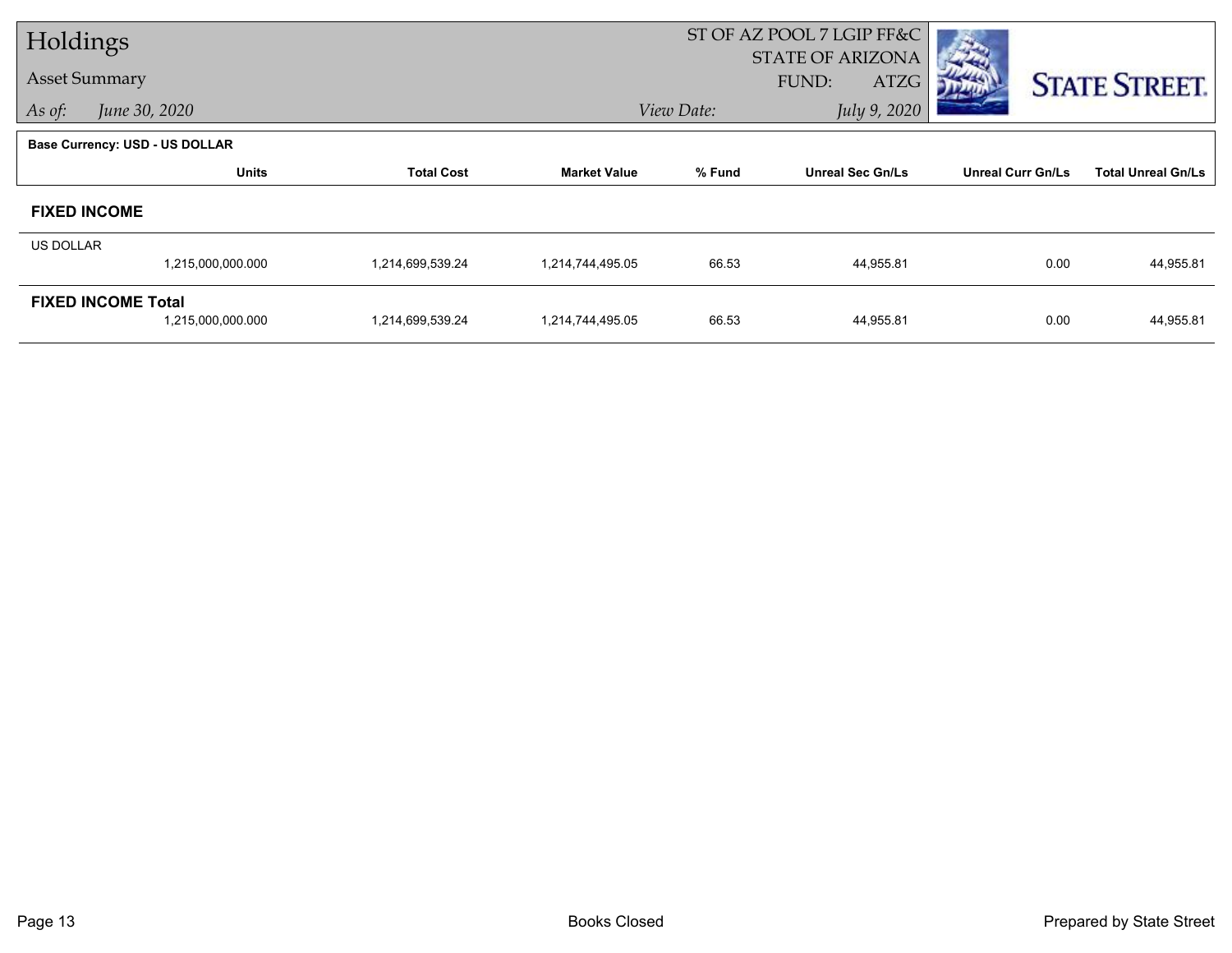# Holdings

## Asset Summary

*As of:* *June 30, 2020*

ST OF AZ POOL 7 LGIP FF&C
STATE OF ARIZONA
FUND: ATZG

*View Date:* *July 9, 2020*

**Base Currency: USD - US DOLLAR**

| | Units | Total Cost | Market Value | % Fund | Unreal Sec Gn/Ls | Unreal Curr Gn/Ls | Total Unreal Gn/Ls |
|---|---|---|---|---|---|---|---|
| **FIXED INCOME** | | | | | | | |
| US DOLLAR | | | | | | | |
| | 1,215,000,000.000 | 1,214,699,539.24 | 1,214,744,495.05 | 66.53 | 44,955.81 | 0.00 | 44,955.81 |
| **FIXED INCOME Total** | | | | | | | |
| | 1,215,000,000.000 | 1,214,699,539.24 | 1,214,744,495.05 | 66.53 | 44,955.81 | 0.00 | 44,955.81 |

Books Closed

Prepared by State Street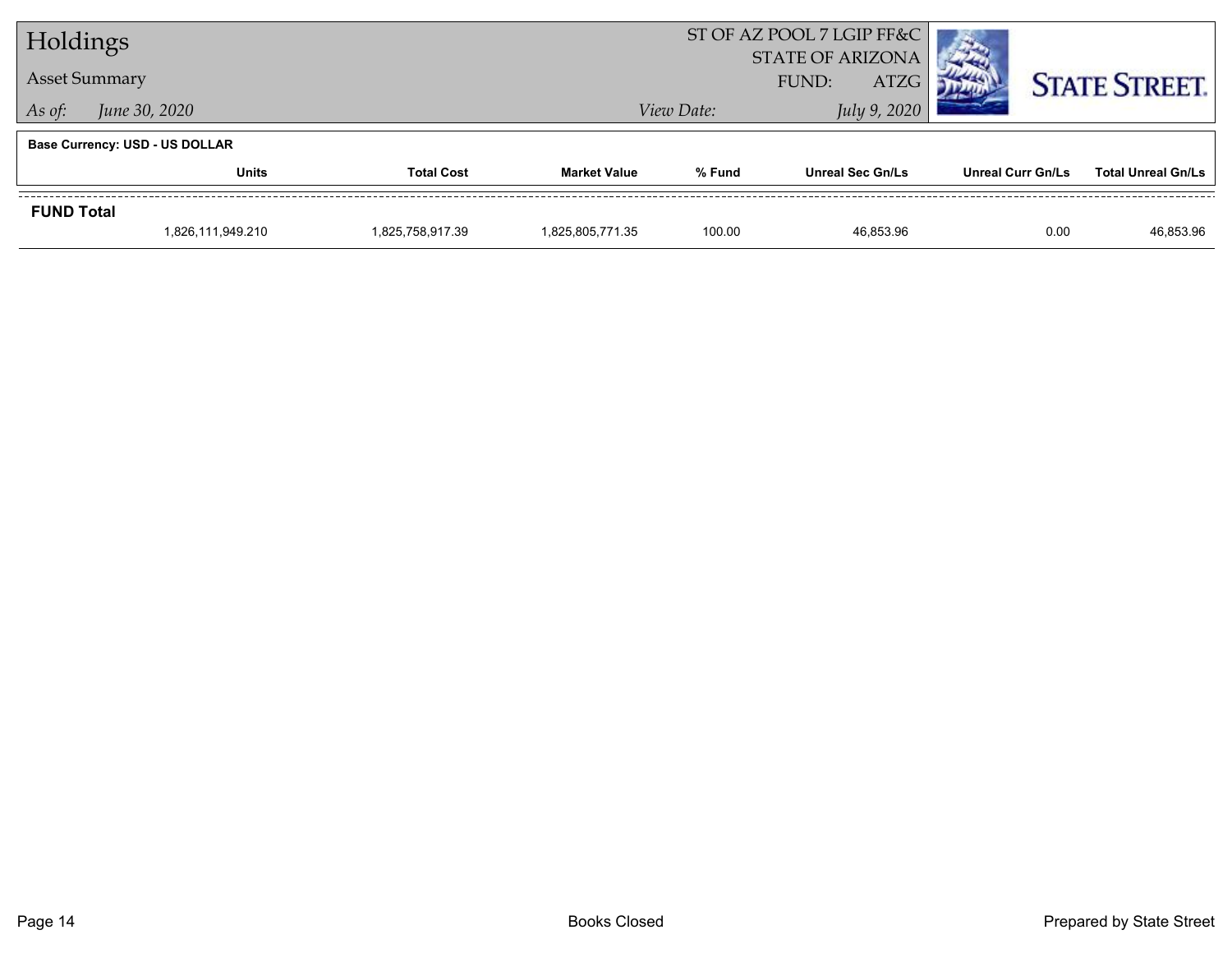# Holdings

## Asset Summary

*As of:* *June 30, 2020*

ST OF AZ POOL 7 LGIP FF&C
STATE OF ARIZONA
FUND: ATZG

*View Date:* *July 9, 2020*

**Base Currency: USD - US DOLLAR**

| | Units | Total Cost | Market Value | % Fund | Unreal Sec Gn/Ls | Unreal Curr Gn/Ls | Total Unreal Gn/Ls |
|---|---|---|---|---|---|---|---|
| **FUND Total** | | | | | | | |
| | 1,826,111,949.210 | 1,825,758,917.39 | 1,825,805,771.35 | 100.00 | 46,853.96 | 0.00 | 46,853.96 |

Books Closed

Prepared by State Street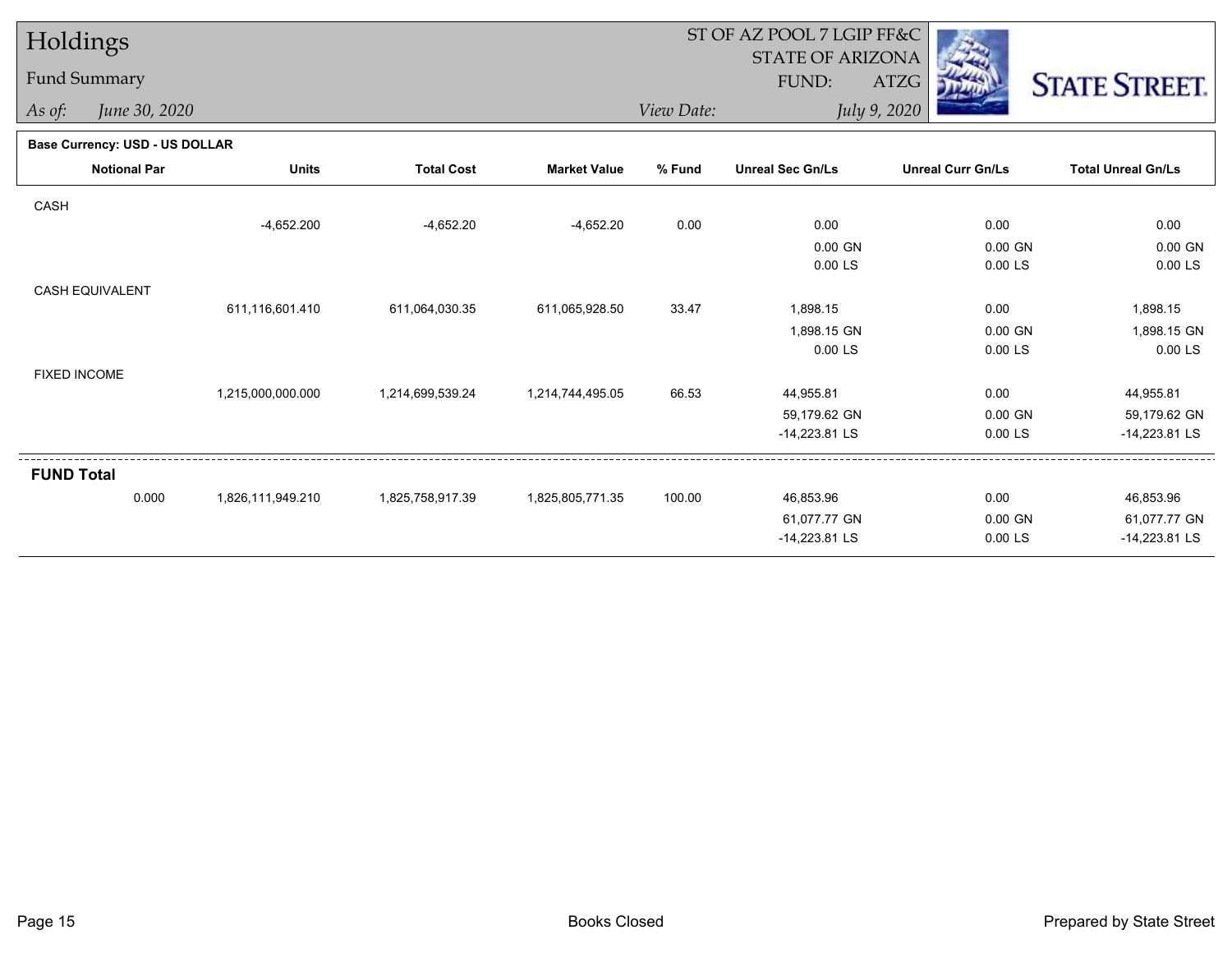# Holdings

## Fund Summary

*As of:* *June 30, 2020*

ST OF AZ POOL 7 LGIP FF&C
STATE OF ARIZONA
FUND: ATZG

*View Date:* *July 9, 2020*

STATE STREET.

**Base Currency: USD - US DOLLAR**

| Notional Par | Units | Total Cost | Market Value | % Fund | Unreal Sec Gn/Ls | Unreal Curr Gn/Ls | Total Unreal Gn/Ls |
|---|---|---|---|---|---|---|---|
| CASH | | | | | | | |
| | -4,652.200 | -4,652.20 | -4,652.20 | 0.00 | 0.00 | 0.00 | 0.00 |
| | | | | | 0.00 GN | 0.00 GN | 0.00 GN |
| | | | | | 0.00 LS | 0.00 LS | 0.00 LS |
| CASH EQUIVALENT | | | | | | | |
| | 611,116,601.410 | 611,064,030.35 | 611,065,928.50 | 33.47 | 1,898.15 | 0.00 | 1,898.15 |
| | | | | | 1,898.15 GN | 0.00 GN | 1,898.15 GN |
| | | | | | 0.00 LS | 0.00 LS | 0.00 LS |
| FIXED INCOME | | | | | | | |
| | 1,215,000,000.000 | 1,214,699,539.24 | 1,214,744,495.05 | 66.53 | 44,955.81 | 0.00 | 44,955.81 |
| | | | | | 59,179.62 GN | 0.00 GN | 59,179.62 GN |
| | | | | | -14,223.81 LS | 0.00 LS | -14,223.81 LS |
| **FUND Total** | | | | | | | |
| 0.000 | 1,826,111,949.210 | 1,825,758,917.39 | 1,825,805,771.35 | 100.00 | 46,853.96 | 0.00 | 46,853.96 |
| | | | | | 61,077.77 GN | 0.00 GN | 61,077.77 GN |
| | | | | | -14,223.81 LS | 0.00 LS | -14,223.81 LS |

Books Closed

Prepared by State Street